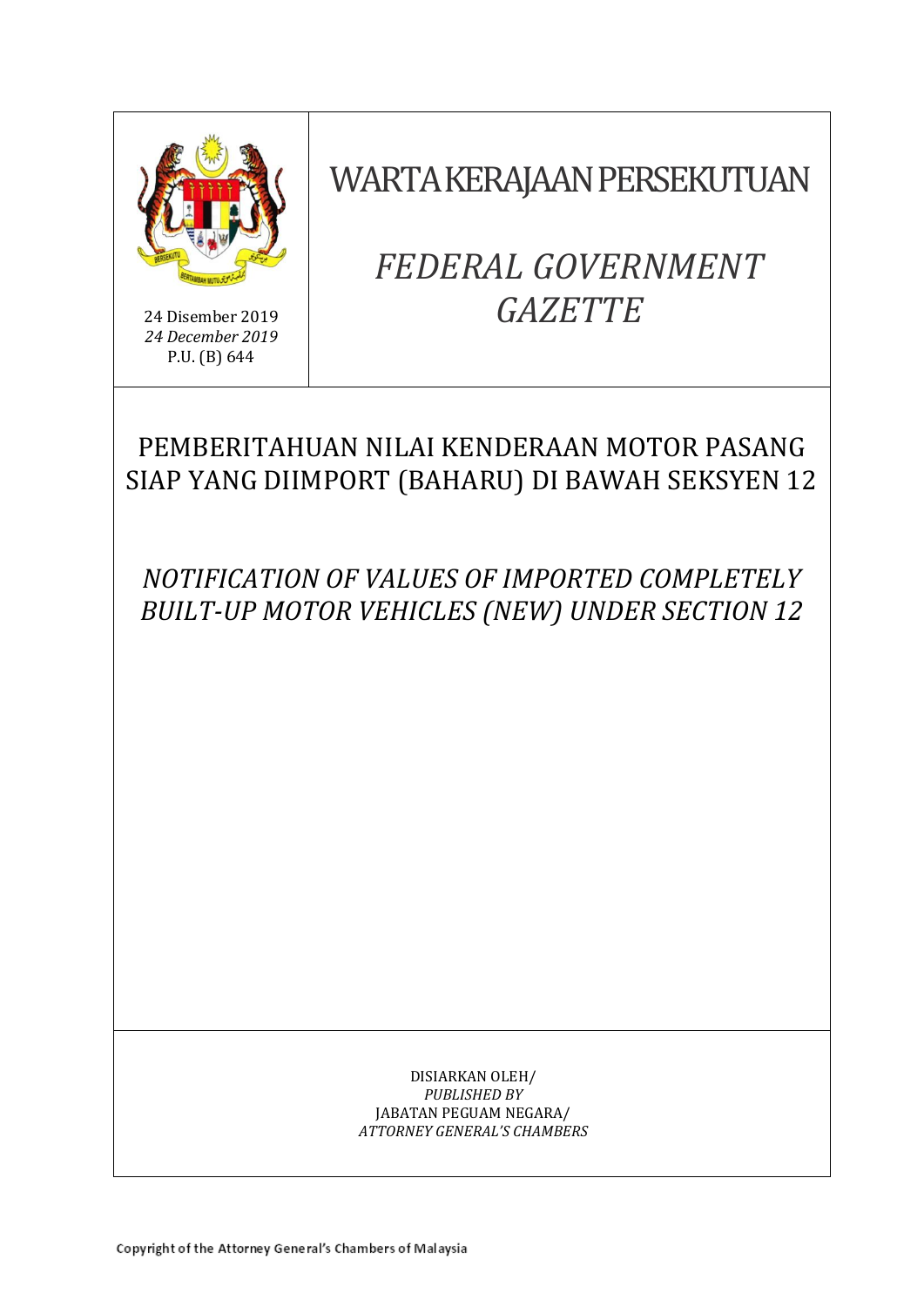24 Disember 2019
*24 December 2019*
P.U. (B) 644

# WARTA KERAJAAN PERSEKUTUAN

# *FEDERAL GOVERNMENT GAZETTE*

## PEMBERITAHUAN NILAI KENDERAAN MOTOR PASANG SIAP YANG DIIMPORT (BAHARU) DI BAWAH SEKSYEN 12

## *NOTIFICATION OF VALUES OF IMPORTED COMPLETELY BUILT-UP MOTOR VEHICLES (NEW) UNDER SECTION 12*

DISIARKAN OLEH/
*PUBLISHED BY*
JABATAN PEGUAM NEGARA/
*ATTORNEY GENERAL'S CHAMBERS*

Copyright of the Attorney General's Chambers of Malaysia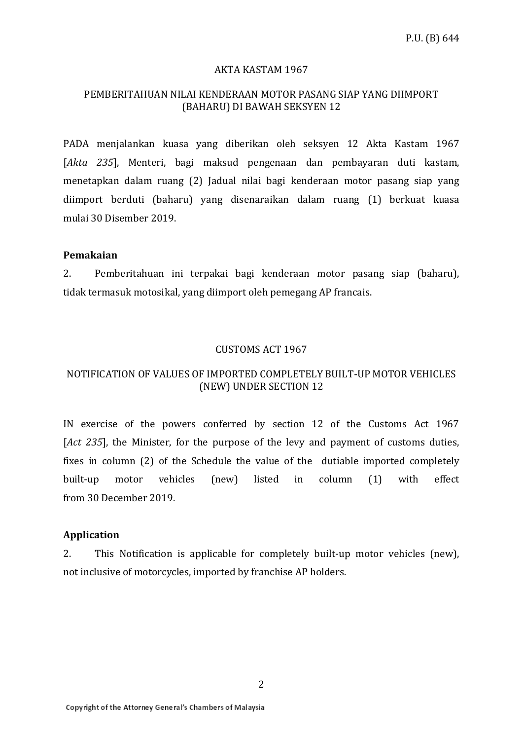P.U. (B) 644

AKTA KASTAM 1967

PEMBERITAHUAN NILAI KENDERAAN MOTOR PASANG SIAP YANG DIIMPORT (BAHARU) DI BAWAH SEKSYEN 12

PADA menjalankan kuasa yang diberikan oleh seksyen 12 Akta Kastam 1967 [*Akta 235*], Menteri, bagi maksud pengenaan dan pembayaran duti kastam, menetapkan dalam ruang (2) Jadual nilai bagi kenderaan motor pasang siap yang diimport berduti (baharu) yang disenaraikan dalam ruang (1) berkuat kuasa mulai 30 Disember 2019.

**Pemakaian**

2. Pemberitahuan ini terpakai bagi kenderaan motor pasang siap (baharu), tidak termasuk motosikal, yang diimport oleh pemegang AP francais.

CUSTOMS ACT 1967

NOTIFICATION OF VALUES OF IMPORTED COMPLETELY BUILT-UP MOTOR VEHICLES (NEW) UNDER SECTION 12

IN exercise of the powers conferred by section 12 of the Customs Act 1967 [*Act 235*], the Minister, for the purpose of the levy and payment of customs duties, fixes in column (2) of the Schedule the value of the dutiable imported completely built-up motor vehicles (new) listed in column (1) with effect from 30 December 2019.

**Application**

2. This Notification is applicable for completely built-up motor vehicles (new), not inclusive of motorcycles, imported by franchise AP holders.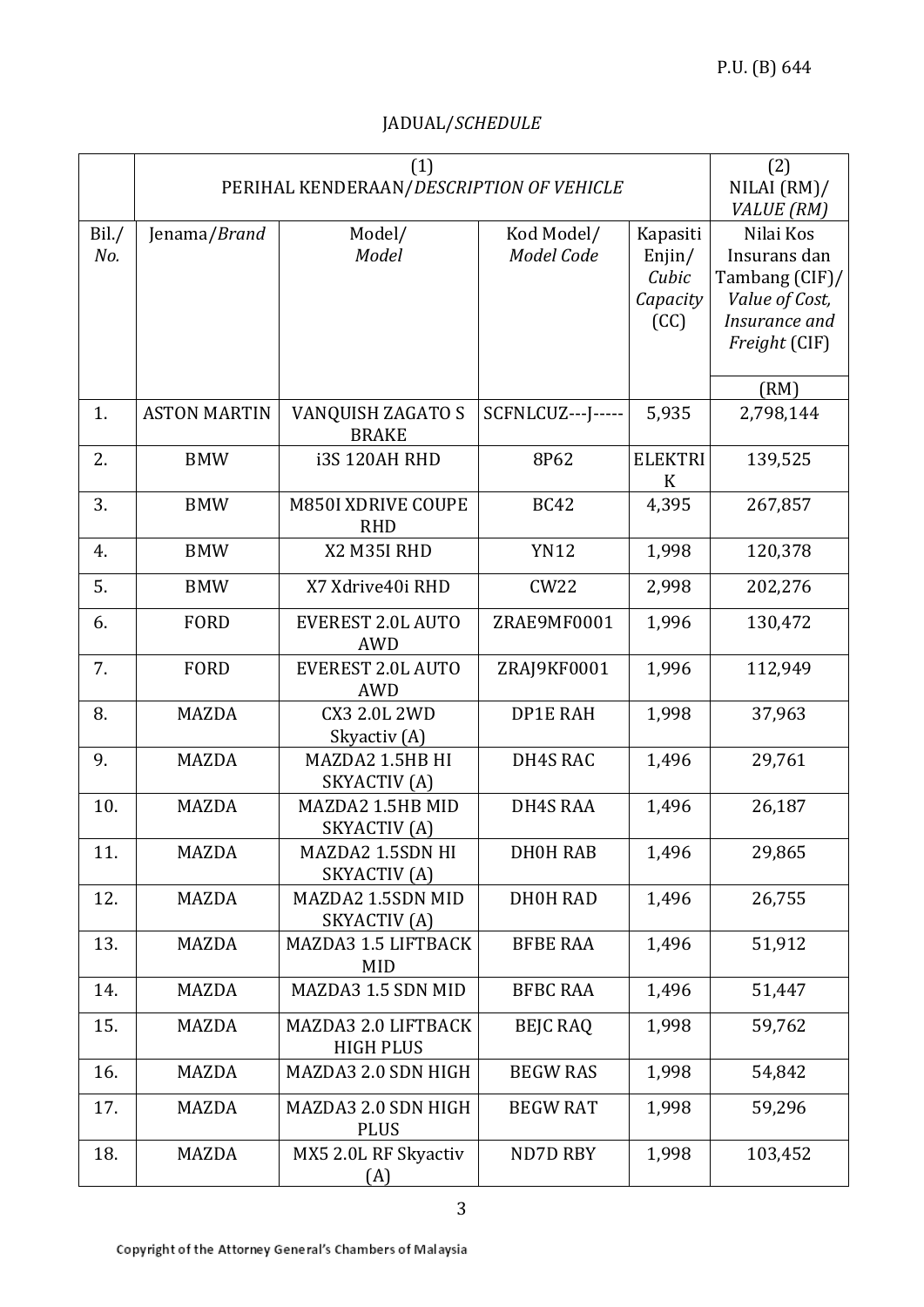JADUAL/*SCHEDULE*

| | (1) PERIHAL KENDERAAN/*DESCRIPTION OF VEHICLE* | | | | (2) NILAI (RM)/ *VALUE (RM)* |
|---|---|---|---|---|---|
| Bil./ *No.* | Jenama/*Brand* | Model/ *Model* | Kod Model/ *Model Code* | Kapasiti Enjin/ *Cubic Capacity* (CC) | Nilai Kos Insurans dan Tambang (CIF)/ *Value of Cost, Insurance and Freight* (CIF) |
| | | | | | (RM) |
| 1. | ASTON MARTIN | VANQUISH ZAGATO S BRAKE | SCFNLCUZ---J----- | 5,935 | 2,798,144 |
| 2. | BMW | i3S 120AH RHD | 8P62 | ELEKTRIK | 139,525 |
| 3. | BMW | M850I XDRIVE COUPE RHD | BC42 | 4,395 | 267,857 |
| 4. | BMW | X2 M35I RHD | YN12 | 1,998 | 120,378 |
| 5. | BMW | X7 Xdrive40i RHD | CW22 | 2,998 | 202,276 |
| 6. | FORD | EVEREST 2.0L AUTO AWD | ZRAE9MF0001 | 1,996 | 130,472 |
| 7. | FORD | EVEREST 2.0L AUTO AWD | ZRAJ9KF0001 | 1,996 | 112,949 |
| 8. | MAZDA | CX3 2.0L 2WD Skyactiv (A) | DP1E RAH | 1,998 | 37,963 |
| 9. | MAZDA | MAZDA2 1.5HB HI SKYACTIV (A) | DH4S RAC | 1,496 | 29,761 |
| 10. | MAZDA | MAZDA2 1.5HB MID SKYACTIV (A) | DH4S RAA | 1,496 | 26,187 |
| 11. | MAZDA | MAZDA2 1.5SDN HI SKYACTIV (A) | DH0H RAB | 1,496 | 29,865 |
| 12. | MAZDA | MAZDA2 1.5SDN MID SKYACTIV (A) | DH0H RAD | 1,496 | 26,755 |
| 13. | MAZDA | MAZDA3 1.5 LIFTBACK MID | BFBE RAA | 1,496 | 51,912 |
| 14. | MAZDA | MAZDA3 1.5 SDN MID | BFBC RAA | 1,496 | 51,447 |
| 15. | MAZDA | MAZDA3 2.0 LIFTBACK HIGH PLUS | BEJC RAQ | 1,998 | 59,762 |
| 16. | MAZDA | MAZDA3 2.0 SDN HIGH | BEGW RAS | 1,998 | 54,842 |
| 17. | MAZDA | MAZDA3 2.0 SDN HIGH PLUS | BEGW RAT | 1,998 | 59,296 |
| 18. | MAZDA | MX5 2.0L RF Skyactiv (A) | ND7D RBY | 1,998 | 103,452 |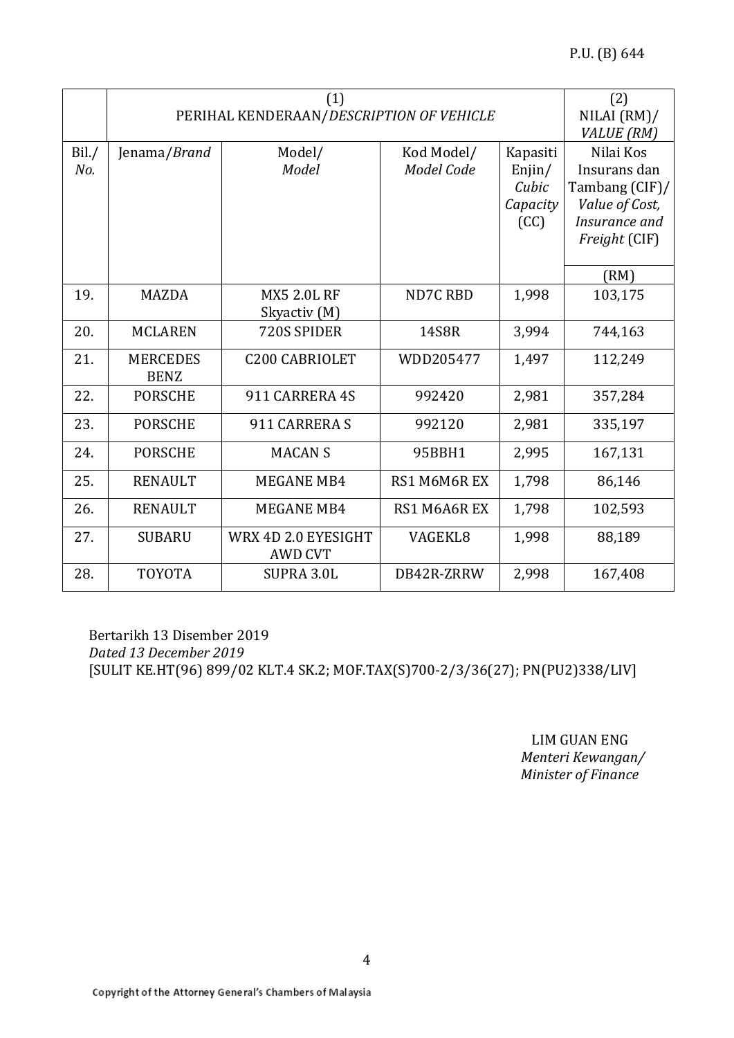| | (1) PERIHAL KENDERAAN/*DESCRIPTION OF VEHICLE* | | | | (2) NILAI (RM)/ *VALUE (RM)* |
|---|---|---|---|---|---|
| Bil./ *No.* | Jenama/*Brand* | Model/ *Model* | Kod Model/ *Model Code* | Kapasiti Enjin/ *Cubic Capacity* (CC) | Nilai Kos Insurans dan Tambang (CIF)/ *Value of Cost, Insurance and Freight* (CIF) (RM) |
| 19. | MAZDA | MX5 2.0L RF Skyactiv (M) | ND7C RBD | 1,998 | 103,175 |
| 20. | MCLAREN | 720S SPIDER | 14S8R | 3,994 | 744,163 |
| 21. | MERCEDES BENZ | C200 CABRIOLET | WDD205477 | 1,497 | 112,249 |
| 22. | PORSCHE | 911 CARRERA 4S | 992420 | 2,981 | 357,284 |
| 23. | PORSCHE | 911 CARRERA S | 992120 | 2,981 | 335,197 |
| 24. | PORSCHE | MACAN S | 95BBH1 | 2,995 | 167,131 |
| 25. | RENAULT | MEGANE MB4 | RS1 M6M6R EX | 1,798 | 86,146 |
| 26. | RENAULT | MEGANE MB4 | RS1 M6A6R EX | 1,798 | 102,593 |
| 27. | SUBARU | WRX 4D 2.0 EYESIGHT AWD CVT | VAGEKL8 | 1,998 | 88,189 |
| 28. | TOYOTA | SUPRA 3.0L | DB42R-ZRRW | 2,998 | 167,408 |

Bertarikh 13 Disember 2019
*Dated 13 December 2019*
[SULIT KE.HT(96) 899/02 KLT.4 SK.2; MOF.TAX(S)700-2/3/36(27); PN(PU2)338/LIV]

LIM GUAN ENG
*Menteri Kewangan/*
*Minister of Finance*